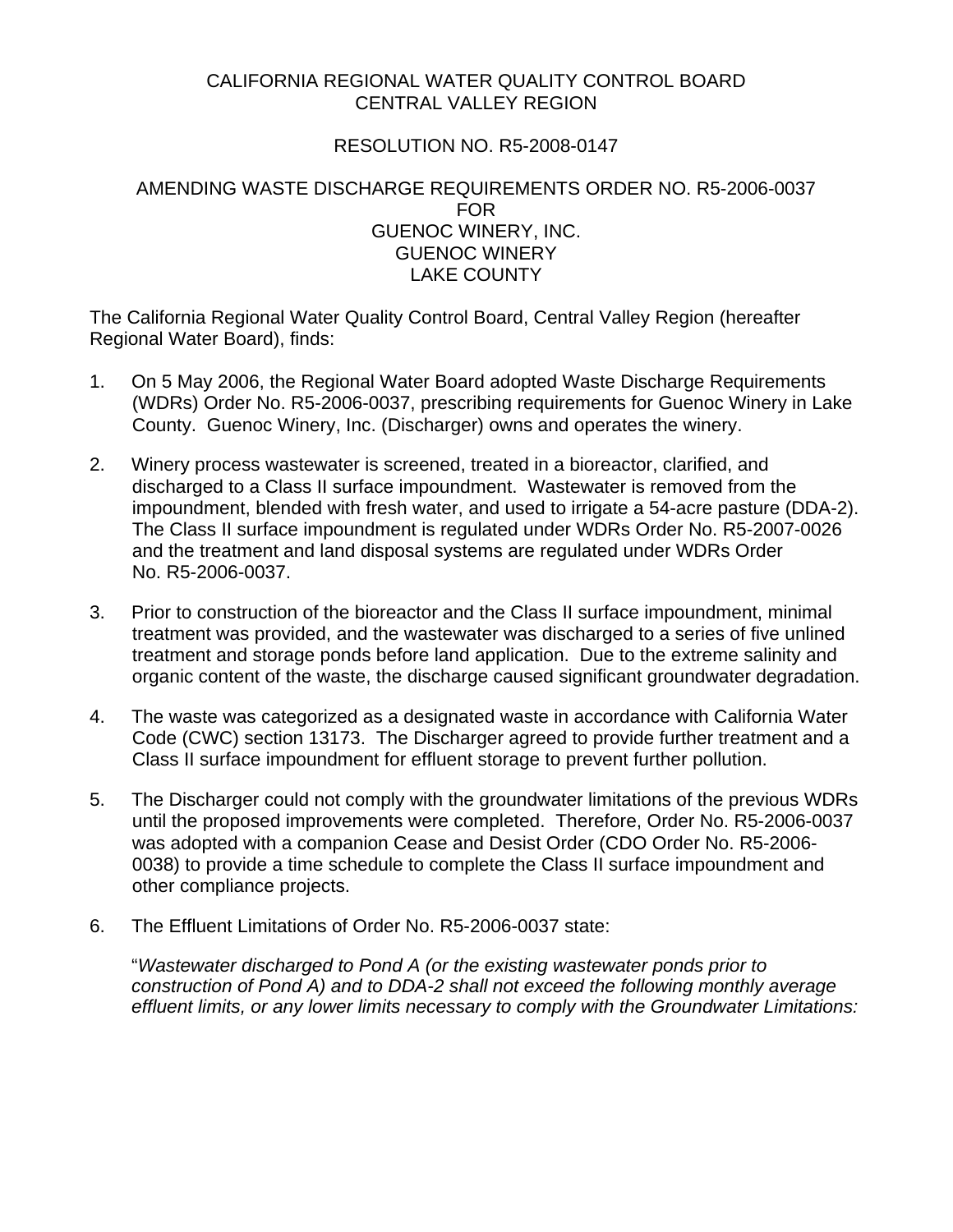CALIFORNIA REGIONAL WATER QUALITY CONTROL BOARD
CENTRAL VALLEY REGION

RESOLUTION NO. R5-2008-0147

AMENDING WASTE DISCHARGE REQUIREMENTS ORDER NO. R5-2006-0037
FOR
GUENOC WINERY, INC.
GUENOC WINERY
LAKE COUNTY

The California Regional Water Quality Control Board, Central Valley Region (hereafter Regional Water Board), finds:

1. On 5 May 2006, the Regional Water Board adopted Waste Discharge Requirements (WDRs) Order No. R5-2006-0037, prescribing requirements for Guenoc Winery in Lake County. Guenoc Winery, Inc. (Discharger) owns and operates the winery.

2. Winery process wastewater is screened, treated in a bioreactor, clarified, and discharged to a Class II surface impoundment. Wastewater is removed from the impoundment, blended with fresh water, and used to irrigate a 54-acre pasture (DDA-2). The Class II surface impoundment is regulated under WDRs Order No. R5-2007-0026 and the treatment and land disposal systems are regulated under WDRs Order No. R5-2006-0037.

3. Prior to construction of the bioreactor and the Class II surface impoundment, minimal treatment was provided, and the wastewater was discharged to a series of five unlined treatment and storage ponds before land application. Due to the extreme salinity and organic content of the waste, the discharge caused significant groundwater degradation.

4. The waste was categorized as a designated waste in accordance with California Water Code (CWC) section 13173. The Discharger agreed to provide further treatment and a Class II surface impoundment for effluent storage to prevent further pollution.

5. The Discharger could not comply with the groundwater limitations of the previous WDRs until the proposed improvements were completed. Therefore, Order No. R5-2006-0037 was adopted with a companion Cease and Desist Order (CDO Order No. R5-2006-0038) to provide a time schedule to complete the Class II surface impoundment and other compliance projects.

6. The Effluent Limitations of Order No. R5-2006-0037 state:

   "*Wastewater discharged to Pond A (or the existing wastewater ponds prior to construction of Pond A) and to DDA-2 shall not exceed the following monthly average effluent limits, or any lower limits necessary to comply with the Groundwater Limitations:*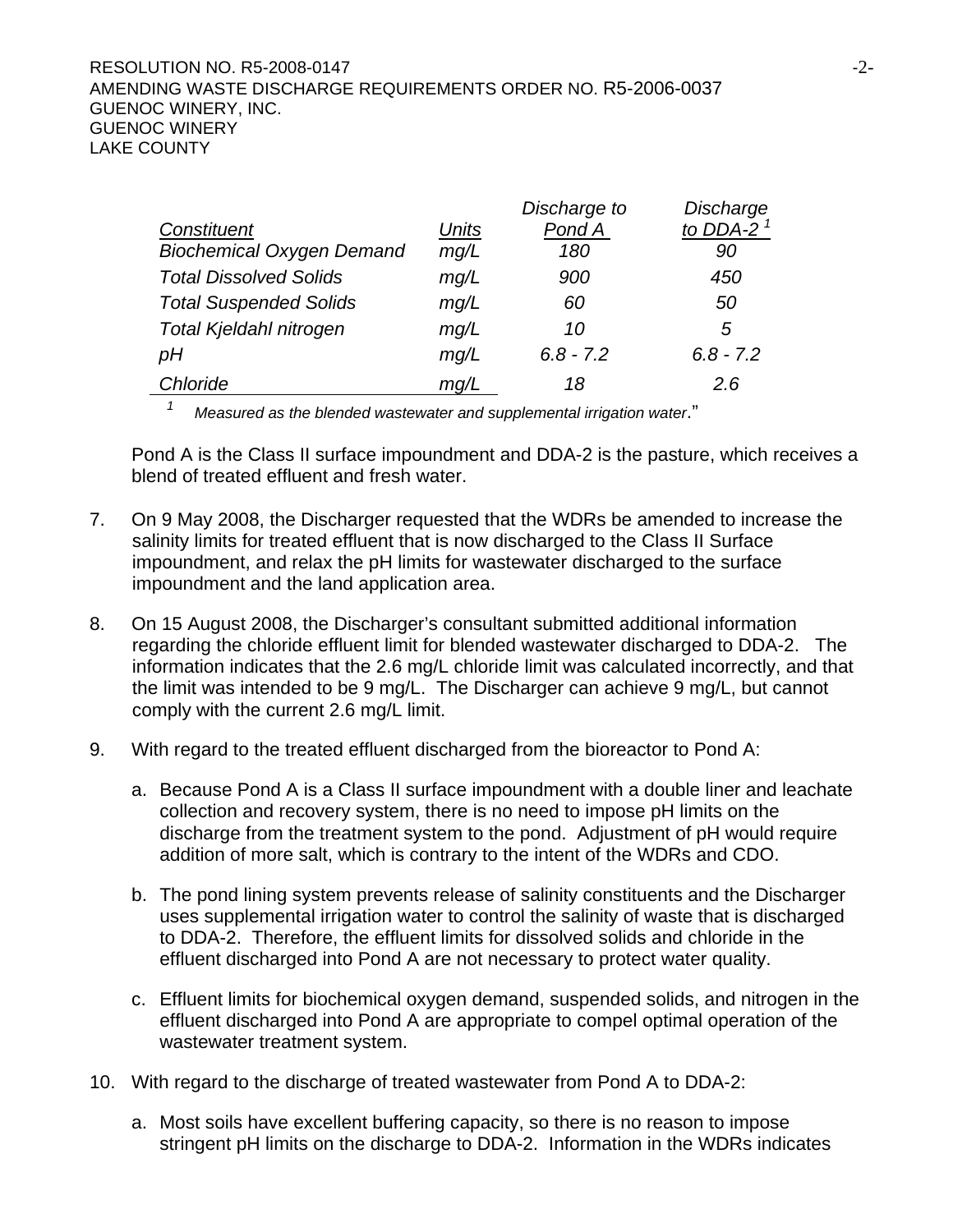| *Constituent* | *Units* | *Discharge to Pond A* | *Discharge to DDA-2* [1] |
|---|---|---|---|
| *Biochemical Oxygen Demand* | *mg/L* | *180* | *90* |
| *Total Dissolved Solids* | *mg/L* | *900* | *450* |
| *Total Suspended Solids* | *mg/L* | *60* | *50* |
| *Total Kjeldahl nitrogen* | *mg/L* | *10* | *5* |
| *pH* | *mg/L* | *6.8 - 7.2* | *6.8 - 7.2* |
| *Chloride* | *mg/L* | *18* | *2.6* |

[1] *Measured as the blended wastewater and supplemental irrigation water*."

Pond A is the Class II surface impoundment and DDA-2 is the pasture, which receives a blend of treated effluent and fresh water.

7. On 9 May 2008, the Discharger requested that the WDRs be amended to increase the salinity limits for treated effluent that is now discharged to the Class II Surface impoundment, and relax the pH limits for wastewater discharged to the surface impoundment and the land application area.

8. On 15 August 2008, the Discharger's consultant submitted additional information regarding the chloride effluent limit for blended wastewater discharged to DDA-2. The information indicates that the 2.6 mg/L chloride limit was calculated incorrectly, and that the limit was intended to be 9 mg/L. The Discharger can achieve 9 mg/L, but cannot comply with the current 2.6 mg/L limit.

9. With regard to the treated effluent discharged from the bioreactor to Pond A:

   a. Because Pond A is a Class II surface impoundment with a double liner and leachate collection and recovery system, there is no need to impose pH limits on the discharge from the treatment system to the pond. Adjustment of pH would require addition of more salt, which is contrary to the intent of the WDRs and CDO.

   b. The pond lining system prevents release of salinity constituents and the Discharger uses supplemental irrigation water to control the salinity of waste that is discharged to DDA-2. Therefore, the effluent limits for dissolved solids and chloride in the effluent discharged into Pond A are not necessary to protect water quality.

   c. Effluent limits for biochemical oxygen demand, suspended solids, and nitrogen in the effluent discharged into Pond A are appropriate to compel optimal operation of the wastewater treatment system.

10. With regard to the discharge of treated wastewater from Pond A to DDA-2:

    a. Most soils have excellent buffering capacity, so there is no reason to impose stringent pH limits on the discharge to DDA-2. Information in the WDRs indicates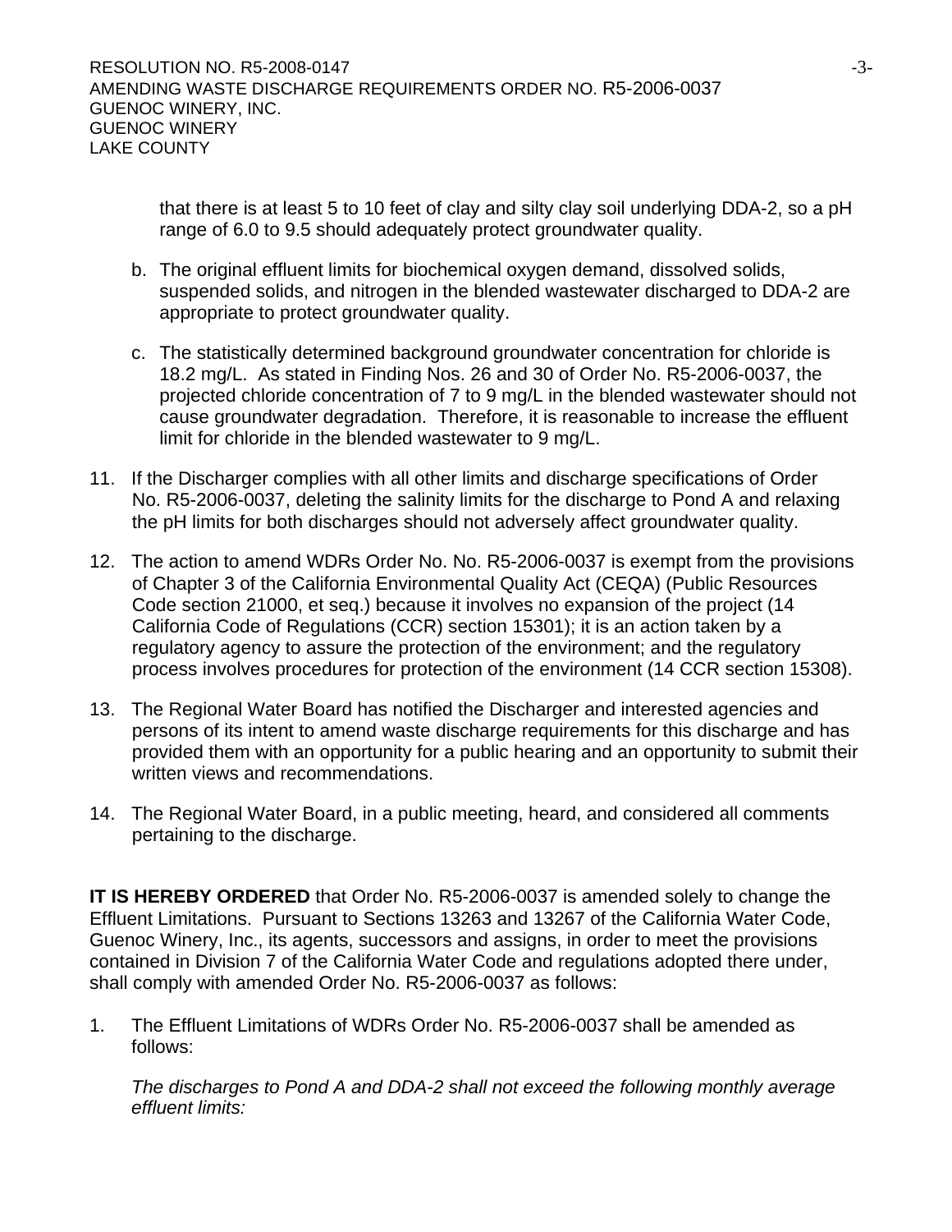that there is at least 5 to 10 feet of clay and silty clay soil underlying DDA-2, so a pH range of 6.0 to 9.5 should adequately protect groundwater quality.

b. The original effluent limits for biochemical oxygen demand, dissolved solids, suspended solids, and nitrogen in the blended wastewater discharged to DDA-2 are appropriate to protect groundwater quality.

c. The statistically determined background groundwater concentration for chloride is 18.2 mg/L. As stated in Finding Nos. 26 and 30 of Order No. R5-2006-0037, the projected chloride concentration of 7 to 9 mg/L in the blended wastewater should not cause groundwater degradation. Therefore, it is reasonable to increase the effluent limit for chloride in the blended wastewater to 9 mg/L.

11. If the Discharger complies with all other limits and discharge specifications of Order No. R5-2006-0037, deleting the salinity limits for the discharge to Pond A and relaxing the pH limits for both discharges should not adversely affect groundwater quality.

12. The action to amend WDRs Order No. No. R5-2006-0037 is exempt from the provisions of Chapter 3 of the California Environmental Quality Act (CEQA) (Public Resources Code section 21000, et seq.) because it involves no expansion of the project (14 California Code of Regulations (CCR) section 15301); it is an action taken by a regulatory agency to assure the protection of the environment; and the regulatory process involves procedures for protection of the environment (14 CCR section 15308).

13. The Regional Water Board has notified the Discharger and interested agencies and persons of its intent to amend waste discharge requirements for this discharge and has provided them with an opportunity for a public hearing and an opportunity to submit their written views and recommendations.

14. The Regional Water Board, in a public meeting, heard, and considered all comments pertaining to the discharge.

**IT IS HEREBY ORDERED** that Order No. R5-2006-0037 is amended solely to change the Effluent Limitations. Pursuant to Sections 13263 and 13267 of the California Water Code, Guenoc Winery, Inc., its agents, successors and assigns, in order to meet the provisions contained in Division 7 of the California Water Code and regulations adopted there under, shall comply with amended Order No. R5-2006-0037 as follows:

1. The Effluent Limitations of WDRs Order No. R5-2006-0037 shall be amended as follows:

   *The discharges to Pond A and DDA-2 shall not exceed the following monthly average effluent limits:*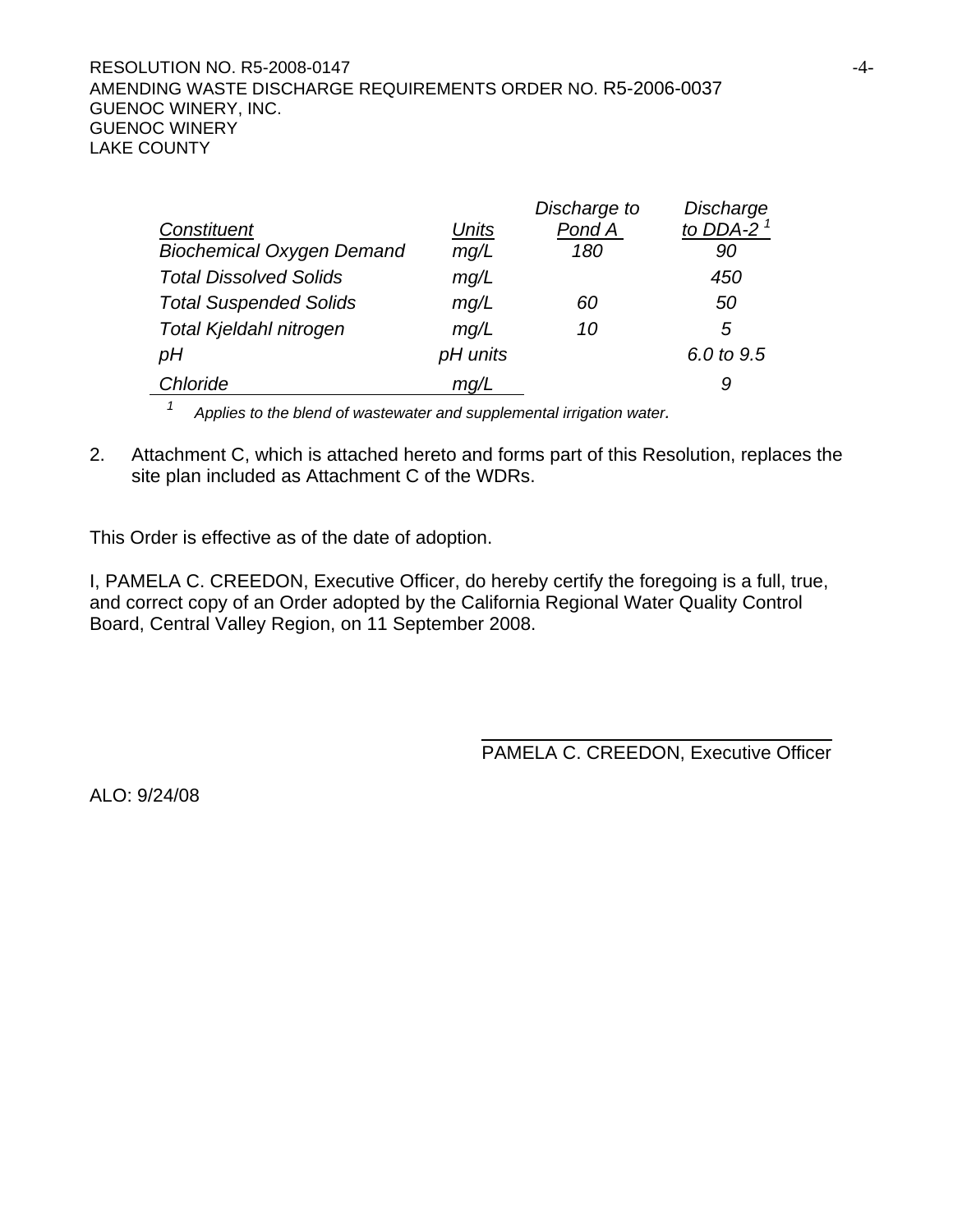| *Constituent* | *Units* | *Discharge to Pond A* | *Discharge to DDA-2* [1] |
|---|---|---|---|
| *Biochemical Oxygen Demand* | *mg/L* | *180* | *90* |
| *Total Dissolved Solids* | *mg/L* | | *450* |
| *Total Suspended Solids* | *mg/L* | *60* | *50* |
| *Total Kjeldahl nitrogen* | *mg/L* | *10* | *5* |
| *pH* | *pH units* | | *6.0 to 9.5* |
| *Chloride* | *mg/L* | | *9* |

[1] *Applies to the blend of wastewater and supplemental irrigation water.*

2. Attachment C, which is attached hereto and forms part of this Resolution, replaces the site plan included as Attachment C of the WDRs.

This Order is effective as of the date of adoption.

I, PAMELA C. CREEDON, Executive Officer, do hereby certify the foregoing is a full, true, and correct copy of an Order adopted by the California Regional Water Quality Control Board, Central Valley Region, on 11 September 2008.

PAMELA C. CREEDON, Executive Officer

ALO: 9/24/08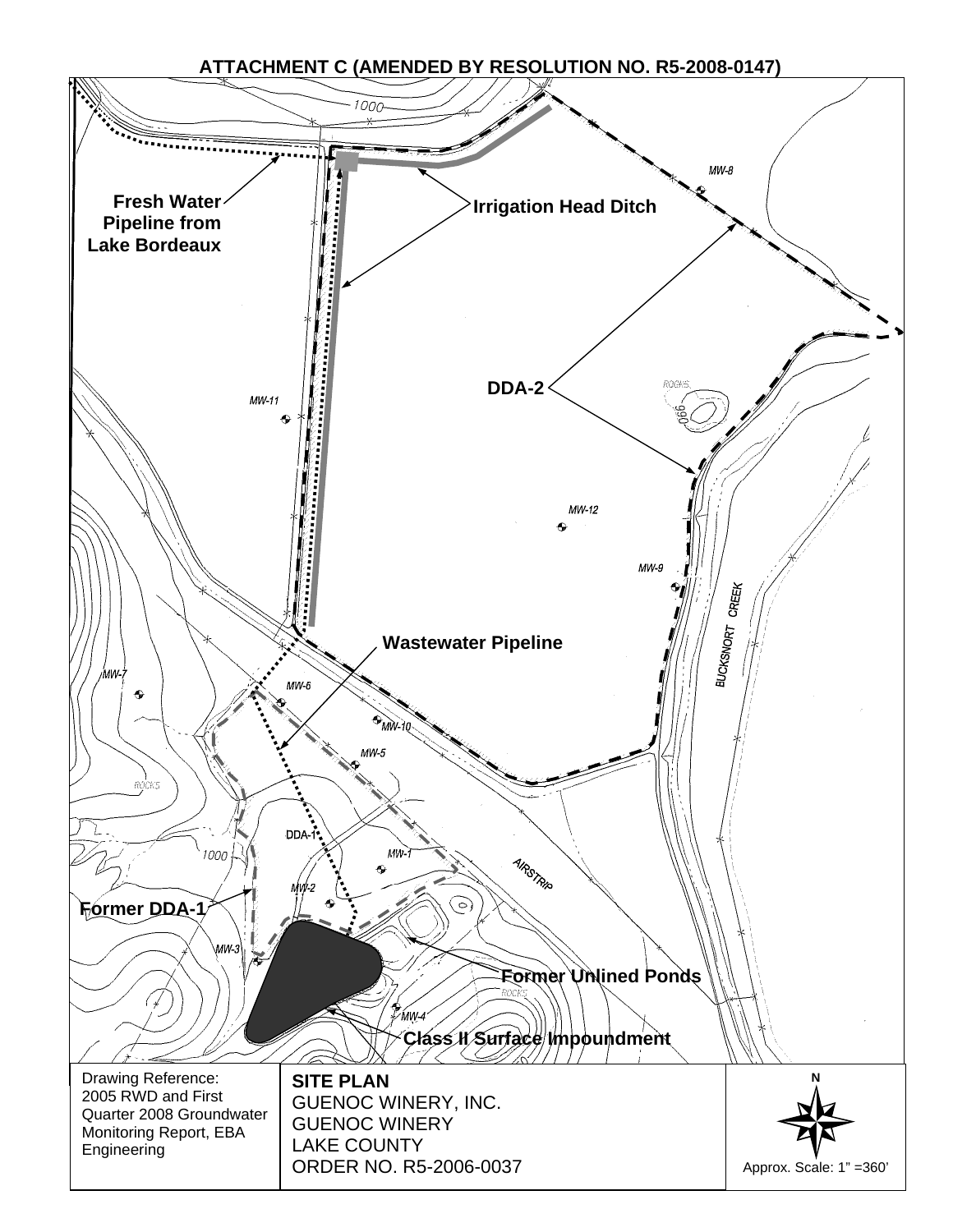## ATTACHMENT C (AMENDED BY RESOLUTION NO. R5-2008-0147)

1000

Fresh Water Pipeline from Lake Bordeaux

Irrigation Head Ditch

MW-8

DDA-2

ROCKS

990

MW-11

MW-12

MW-9

BUCKSNORT CREEK

Wastewater Pipeline

MW-7

MW-6

MW-10

MW-5

ROCKS

DDA-1

MW-1

1000

AIRSTRIP

MW-2

Former DDA-1

MW-3

Former Unlined Ponds

ROCKS

MW-4

Class II Surface Impoundment

| | | |
|---|---|---|
| Drawing Reference: 2005 RWD and First Quarter 2008 Groundwater Monitoring Report, EBA Engineering | **SITE PLAN**<br>GUENOC WINERY, INC.<br>GUENOC WINERY<br>LAKE COUNTY<br>ORDER NO. R5-2006-0037 | N<br>Approx. Scale: 1" =360' |